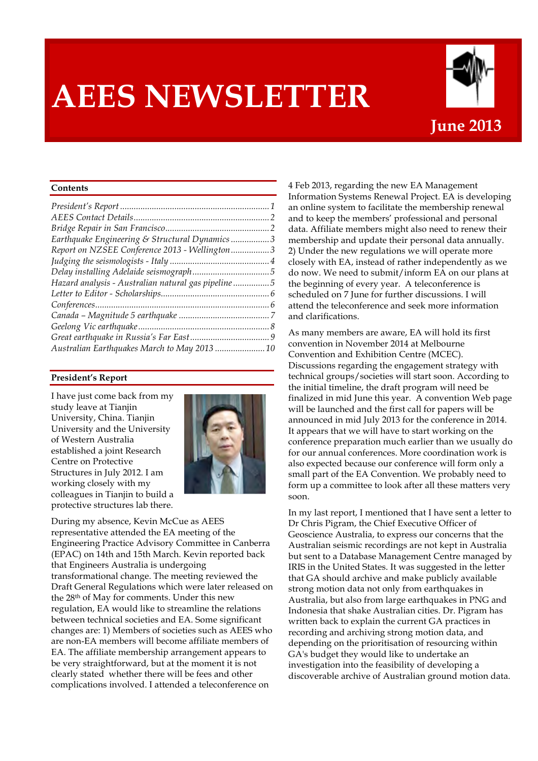# AEES NEWSLETTER

**June 2013**

## Contents

*President's Report* ... 1
*AEES Contact Details* ... 2
*Bridge Repair in San Francisco* ... 2
*Earthquake Engineering & Structural Dynamics* ... 3
*Report on NZSEE Conference 2013 - Wellington* ... 3
*Judging the seismologists - Italy* ... 4
*Delay installing Adelaide seismograph* ... 5
*Hazard analysis - Australian natural gas pipeline* ... 5
*Letter to Editor - Scholarships* ... 6
*Conferences* ... 6
*Canada – Magnitude 5 earthquake* ... 7
*Geelong Vic earthquake* ... 8
*Great earthquake in Russia's Far East* ... 9
*Australian Earthquakes March to May 2013* ... 10

## President's Report

I have just come back from my study leave at Tianjin University, China. Tianjin University and the University of Western Australia established a joint Research Centre on Protective Structures in July 2012. I am working closely with my colleagues in Tianjin to build a protective structures lab there.

During my absence, Kevin McCue as AEES representative attended the EA meeting of the Engineering Practice Advisory Committee in Canberra (EPAC) on 14th and 15th March. Kevin reported back that Engineers Australia is undergoing transformational change. The meeting reviewed the Draft General Regulations which were later released on the 28th of May for comments. Under this new regulation, EA would like to streamline the relations between technical societies and EA. Some significant changes are: 1) Members of societies such as AEES who are non-EA members will become affiliate members of EA. The affiliate membership arrangement appears to be very straightforward, but at the moment it is not clearly stated whether there will be fees and other complications involved. I attended a teleconference on 4 Feb 2013, regarding the new EA Management Information Systems Renewal Project. EA is developing an online system to facilitate the membership renewal and to keep the members' professional and personal data. Affiliate members might also need to renew their membership and update their personal data annually. 2) Under the new regulations we will operate more closely with EA, instead of rather independently as we do now. We need to submit/inform EA on our plans at the beginning of every year. A teleconference is scheduled on 7 June for further discussions. I will attend the teleconference and seek more information and clarifications.

As many members are aware, EA will hold its first convention in November 2014 at Melbourne Convention and Exhibition Centre (MCEC). Discussions regarding the engagement strategy with technical groups/societies will start soon. According to the initial timeline, the draft program will need be finalized in mid June this year. A convention Web page will be launched and the first call for papers will be announced in mid July 2013 for the conference in 2014. It appears that we will have to start working on the conference preparation much earlier than we usually do for our annual conferences. More coordination work is also expected because our conference will form only a small part of the EA Convention. We probably need to form up a committee to look after all these matters very soon.

In my last report, I mentioned that I have sent a letter to Dr Chris Pigram, the Chief Executive Officer of Geoscience Australia, to express our concerns that the Australian seismic recordings are not kept in Australia but sent to a Database Management Centre managed by IRIS in the United States. It was suggested in the letter that GA should archive and make publicly available strong motion data not only from earthquakes in Australia, but also from large earthquakes in PNG and Indonesia that shake Australian cities. Dr. Pigram has written back to explain the current GA practices in recording and archiving strong motion data, and depending on the prioritisation of resourcing within GA's budget they would like to undertake an investigation into the feasibility of developing a discoverable archive of Australian ground motion data.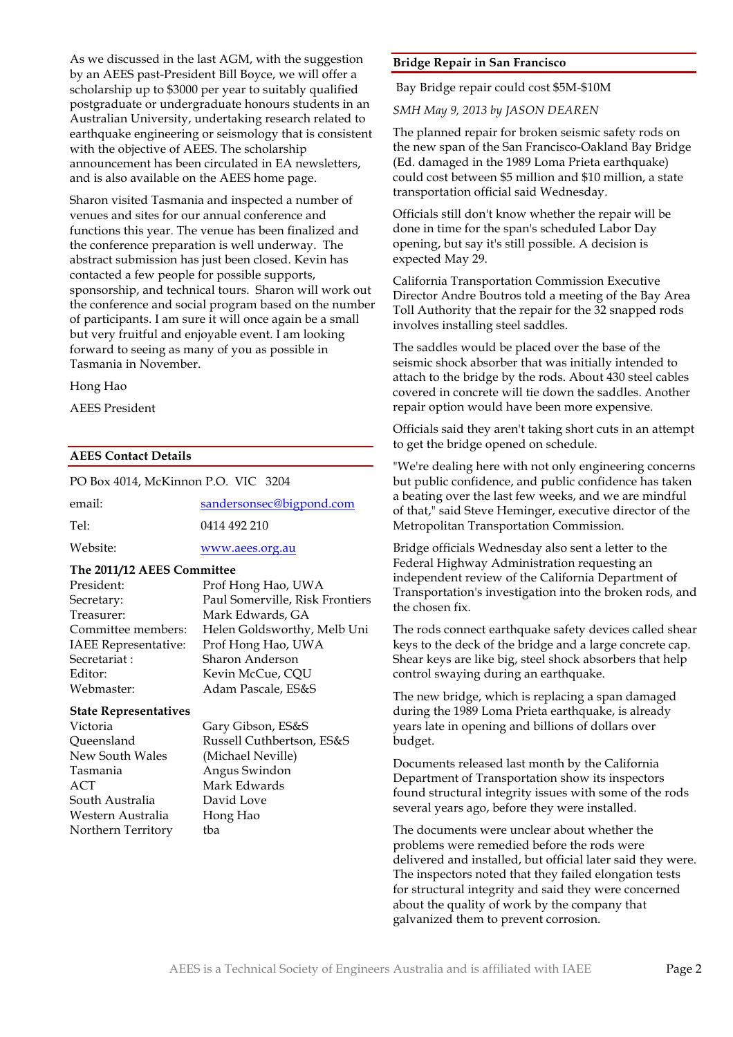As we discussed in the last AGM, with the suggestion by an AEES past-President Bill Boyce, we will offer a scholarship up to $3000 per year to suitably qualified postgraduate or undergraduate honours students in an Australian University, undertaking research related to earthquake engineering or seismology that is consistent with the objective of AEES. The scholarship announcement has been circulated in EA newsletters, and is also available on the AEES home page.

Sharon visited Tasmania and inspected a number of venues and sites for our annual conference and functions this year. The venue has been finalized and the conference preparation is well underway. The abstract submission has just been closed. Kevin has contacted a few people for possible supports, sponsorship, and technical tours. Sharon will work out the conference and social program based on the number of participants. I am sure it will once again be a small but very fruitful and enjoyable event. I am looking forward to seeing as many of you as possible in Tasmania in November.

Hong Hao

AEES President

## AEES Contact Details

PO Box 4014, McKinnon P.O. VIC 3204

| | |
|---|---|
| email: | sandersonsec@bigpond.com |
| Tel: | 0414 492 210 |
| Website: | www.aees.org.au |

**The 2011/12 AEES Committee**

| | |
|---|---|
| President: | Prof Hong Hao, UWA |
| Secretary: | Paul Somerville, Risk Frontiers |
| Treasurer: | Mark Edwards, GA |
| Committee members: | Helen Goldsworthy, Melb Uni |
| IAEE Representative: | Prof Hong Hao, UWA |
| Secretariat : | Sharon Anderson |
| Editor: | Kevin McCue, CQU |
| Webmaster: | Adam Pascale, ES&S |

**State Representatives**

| | |
|---|---|
| Victoria | Gary Gibson, ES&S |
| Queensland | Russell Cuthbertson, ES&S |
| New South Wales | (Michael Neville) |
| Tasmania | Angus Swindon |
| ACT | Mark Edwards |
| South Australia | David Love |
| Western Australia | Hong Hao |
| Northern Territory | tba |

## Bridge Repair in San Francisco

Bay Bridge repair could cost $5M-$10M

*SMH May 9, 2013 by JASON DEAREN*

The planned repair for broken seismic safety rods on the new span of the San Francisco-Oakland Bay Bridge (Ed. damaged in the 1989 Loma Prieta earthquake) could cost between $5 million and $10 million, a state transportation official said Wednesday.

Officials still don't know whether the repair will be done in time for the span's scheduled Labor Day opening, but say it's still possible. A decision is expected May 29.

California Transportation Commission Executive Director Andre Boutros told a meeting of the Bay Area Toll Authority that the repair for the 32 snapped rods involves installing steel saddles.

The saddles would be placed over the base of the seismic shock absorber that was initially intended to attach to the bridge by the rods. About 430 steel cables covered in concrete will tie down the saddles. Another repair option would have been more expensive.

Officials said they aren't taking short cuts in an attempt to get the bridge opened on schedule.

"We're dealing here with not only engineering concerns but public confidence, and public confidence has taken a beating over the last few weeks, and we are mindful of that," said Steve Heminger, executive director of the Metropolitan Transportation Commission.

Bridge officials Wednesday also sent a letter to the Federal Highway Administration requesting an independent review of the California Department of Transportation's investigation into the broken rods, and the chosen fix.

The rods connect earthquake safety devices called shear keys to the deck of the bridge and a large concrete cap. Shear keys are like big, steel shock absorbers that help control swaying during an earthquake.

The new bridge, which is replacing a span damaged during the 1989 Loma Prieta earthquake, is already years late in opening and billions of dollars over budget.

Documents released last month by the California Department of Transportation show its inspectors found structural integrity issues with some of the rods several years ago, before they were installed.

The documents were unclear about whether the problems were remedied before the rods were delivered and installed, but official later said they were. The inspectors noted that they failed elongation tests for structural integrity and said they were concerned about the quality of work by the company that galvanized them to prevent corrosion.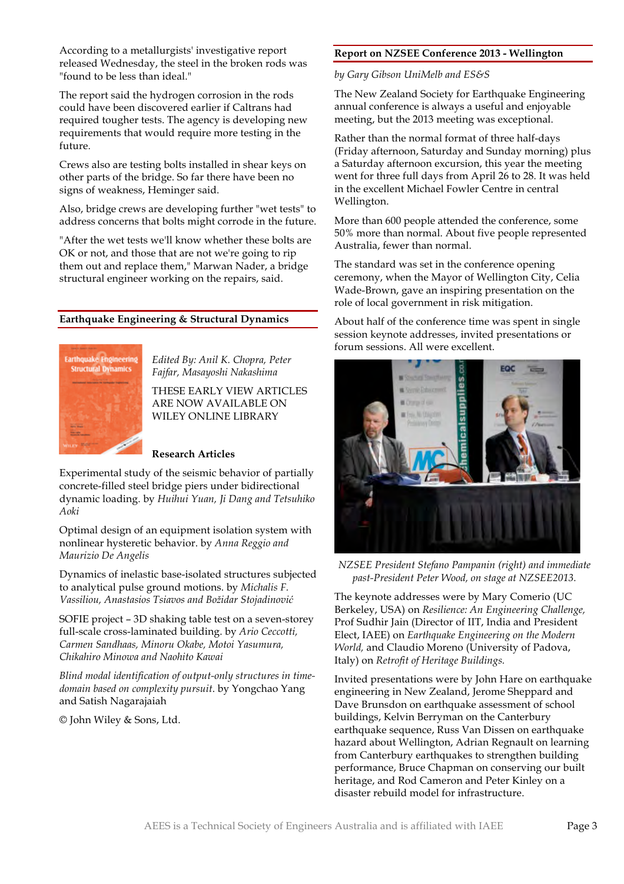According to a metallurgists' investigative report released Wednesday, the steel in the broken rods was "found to be less than ideal."

The report said the hydrogen corrosion in the rods could have been discovered earlier if Caltrans had required tougher tests. The agency is developing new requirements that would require more testing in the future.

Crews also are testing bolts installed in shear keys on other parts of the bridge. So far there have been no signs of weakness, Heminger said.

Also, bridge crews are developing further "wet tests" to address concerns that bolts might corrode in the future.

"After the wet tests we'll know whether these bolts are OK or not, and those that are not we're going to rip them out and replace them," Marwan Nader, a bridge structural engineer working on the repairs, said.

## Earthquake Engineering & Structural Dynamics

*Edited By: Anil K. Chopra, Peter Fajfar, Masayoshi Nakashima*

THESE EARLY VIEW ARTICLES ARE NOW AVAILABLE ON WILEY ONLINE LIBRARY

### Research Articles

Experimental study of the seismic behavior of partially concrete-filled steel bridge piers under bidirectional dynamic loading. by *Huihui Yuan, Ji Dang and Tetsuhiko Aoki*

Optimal design of an equipment isolation system with nonlinear hysteretic behavior. by *Anna Reggio and Maurizio De Angelis*

Dynamics of inelastic base-isolated structures subjected to analytical pulse ground motions. by *Michalis F. Vassiliou, Anastasios Tsiavos and Božidar Stojadinović*

SOFIE project – 3D shaking table test on a seven-storey full-scale cross-laminated building. by *Ario Ceccotti, Carmen Sandhaas, Minoru Okabe, Motoi Yasumura, Chikahiro Minowa and Naohito Kawai*

*Blind modal identification of output-only structures in time-domain based on complexity pursuit*. by Yongchao Yang and Satish Nagarajaiah

© John Wiley & Sons, Ltd.

## Report on NZSEE Conference 2013 - Wellington

*by Gary Gibson UniMelb and ES&S*

The New Zealand Society for Earthquake Engineering annual conference is always a useful and enjoyable meeting, but the 2013 meeting was exceptional.

Rather than the normal format of three half-days (Friday afternoon, Saturday and Sunday morning) plus a Saturday afternoon excursion, this year the meeting went for three full days from April 26 to 28. It was held in the excellent Michael Fowler Centre in central Wellington.

More than 600 people attended the conference, some 50% more than normal. About five people represented Australia, fewer than normal.

The standard was set in the conference opening ceremony, when the Mayor of Wellington City, Celia Wade-Brown, gave an inspiring presentation on the role of local government in risk mitigation.

About half of the conference time was spent in single session keynote addresses, invited presentations or forum sessions. All were excellent.

*NZSEE President Stefano Pampanin (right) and immediate past-President Peter Wood, on stage at NZSEE2013.*

The keynote addresses were by Mary Comerio (UC Berkeley, USA) on *Resilience: An Engineering Challenge*, Prof Sudhir Jain (Director of IIT, India and President Elect, IAEE) on *Earthquake Engineering on the Modern World*, and Claudio Moreno (University of Padova, Italy) on *Retrofit of Heritage Buildings*.

Invited presentations were by John Hare on earthquake engineering in New Zealand, Jerome Sheppard and Dave Brunsdon on earthquake assessment of school buildings, Kelvin Berryman on the Canterbury earthquake sequence, Russ Van Dissen on earthquake hazard about Wellington, Adrian Regnault on learning from Canterbury earthquakes to strengthen building performance, Bruce Chapman on conserving our built heritage, and Rod Cameron and Peter Kinley on a disaster rebuild model for infrastructure.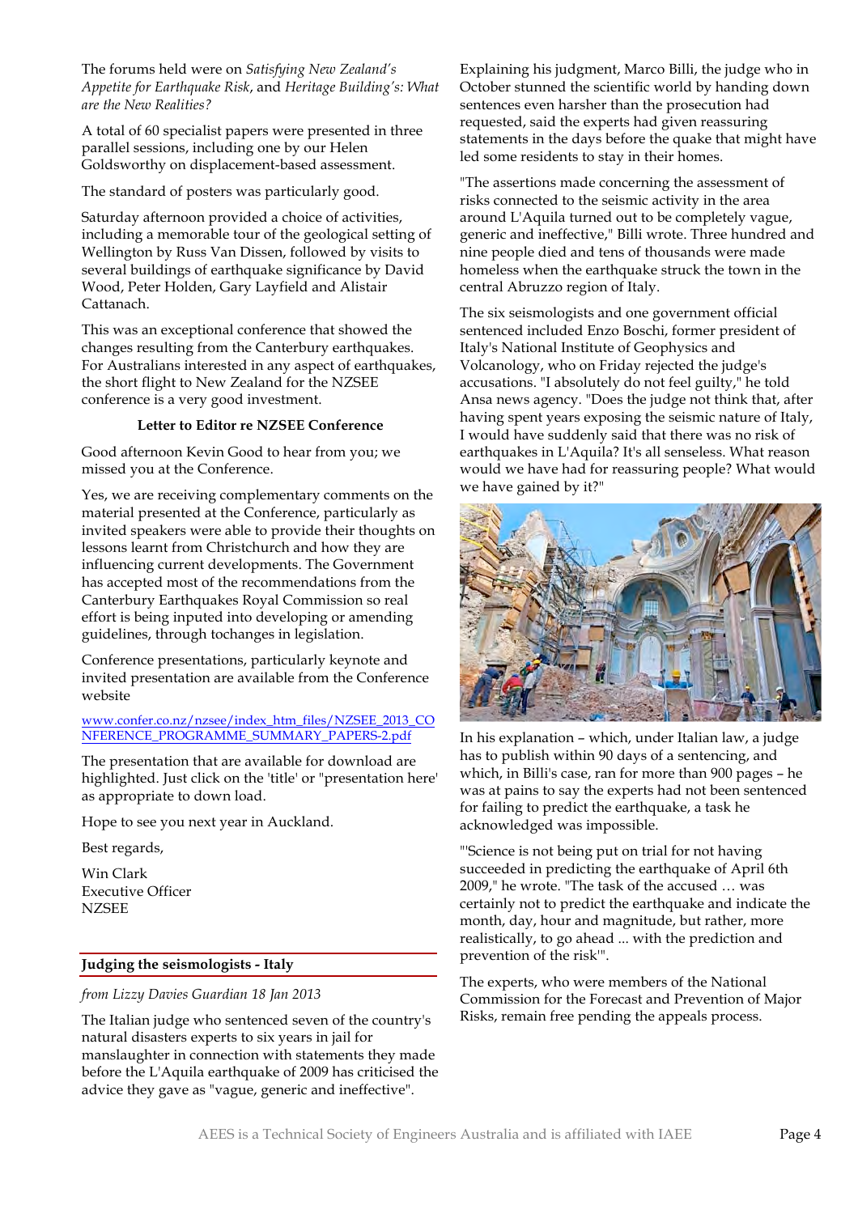The forums held were on *Satisfying New Zealand's Appetite for Earthquake Risk*, and *Heritage Building's: What are the New Realities?*

A total of 60 specialist papers were presented in three parallel sessions, including one by our Helen Goldsworthy on displacement-based assessment.

The standard of posters was particularly good.

Saturday afternoon provided a choice of activities, including a memorable tour of the geological setting of Wellington by Russ Van Dissen, followed by visits to several buildings of earthquake significance by David Wood, Peter Holden, Gary Layfield and Alistair Cattanach.

This was an exceptional conference that showed the changes resulting from the Canterbury earthquakes. For Australians interested in any aspect of earthquakes, the short flight to New Zealand for the NZSEE conference is a very good investment.

**Letter to Editor re NZSEE Conference**

Good afternoon Kevin Good to hear from you; we missed you at the Conference.

Yes, we are receiving complementary comments on the material presented at the Conference, particularly as invited speakers were able to provide their thoughts on lessons learnt from Christchurch and how they are influencing current developments. The Government has accepted most of the recommendations from the Canterbury Earthquakes Royal Commission so real effort is being inputed into developing or amending guidelines, through tochanges in legislation.

Conference presentations, particularly keynote and invited presentation are available from the Conference website

www.confer.co.nz/nzsee/index_htm_files/NZSEE_2013_CONFERENCE_PROGRAMME_SUMMARY_PAPERS-2.pdf

The presentation that are available for download are highlighted. Just click on the 'title' or "presentation here' as appropriate to down load.

Hope to see you next year in Auckland.

Best regards,

Win Clark
Executive Officer
NZSEE

## Judging the seismologists - Italy

*from Lizzy Davies Guardian 18 Jan 2013*

The Italian judge who sentenced seven of the country's natural disasters experts to six years in jail for manslaughter in connection with statements they made before the L'Aquila earthquake of 2009 has criticised the advice they gave as "vague, generic and ineffective".

Explaining his judgment, Marco Billi, the judge who in October stunned the scientific world by handing down sentences even harsher than the prosecution had requested, said the experts had given reassuring statements in the days before the quake that might have led some residents to stay in their homes.

"The assertions made concerning the assessment of risks connected to the seismic activity in the area around L'Aquila turned out to be completely vague, generic and ineffective," Billi wrote. Three hundred and nine people died and tens of thousands were made homeless when the earthquake struck the town in the central Abruzzo region of Italy.

The six seismologists and one government official sentenced included Enzo Boschi, former president of Italy's National Institute of Geophysics and Volcanology, who on Friday rejected the judge's accusations. "I absolutely do not feel guilty," he told Ansa news agency. "Does the judge not think that, after having spent years exposing the seismic nature of Italy, I would have suddenly said that there was no risk of earthquakes in L'Aquila? It's all senseless. What reason would we have had for reassuring people? What would we have gained by it?"

In his explanation – which, under Italian law, a judge has to publish within 90 days of a sentencing, and which, in Billi's case, ran for more than 900 pages – he was at pains to say the experts had not been sentenced for failing to predict the earthquake, a task he acknowledged was impossible.

"'Science is not being put on trial for not having succeeded in predicting the earthquake of April 6th 2009," he wrote. "The task of the accused … was certainly not to predict the earthquake and indicate the month, day, hour and magnitude, but rather, more realistically, to go ahead ... with the prediction and prevention of the risk'".

The experts, who were members of the National Commission for the Forecast and Prevention of Major Risks, remain free pending the appeals process.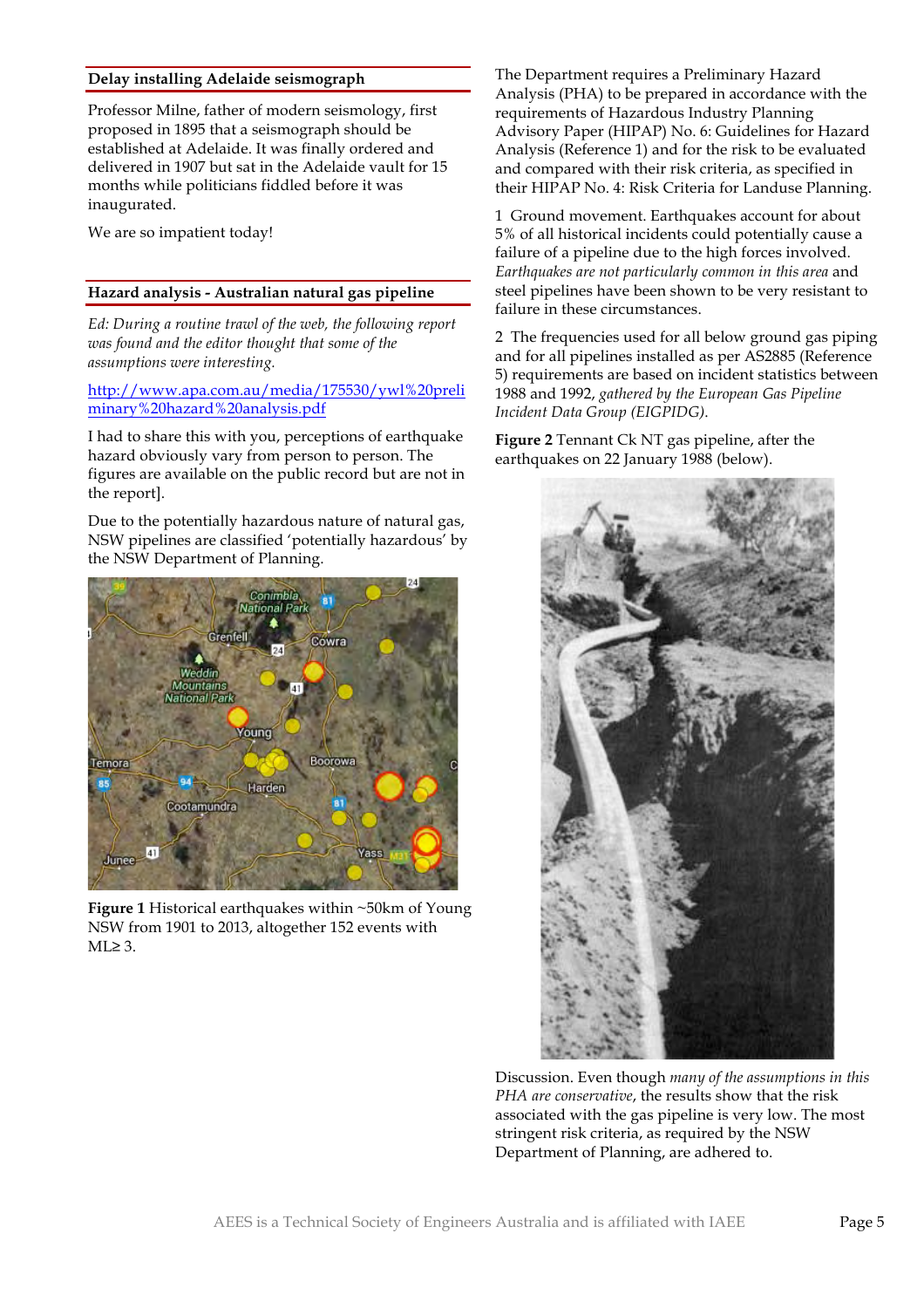## Delay installing Adelaide seismograph

Professor Milne, father of modern seismology, first proposed in 1895 that a seismograph should be established at Adelaide. It was finally ordered and delivered in 1907 but sat in the Adelaide vault for 15 months while politicians fiddled before it was inaugurated.

We are so impatient today!

## Hazard analysis - Australian natural gas pipeline

*Ed: During a routine trawl of the web, the following report was found and the editor thought that some of the assumptions were interesting.*

http://www.apa.com.au/media/175530/ywl%20preliminary%20hazard%20analysis.pdf

I had to share this with you, perceptions of earthquake hazard obviously vary from person to person. The figures are available on the public record but are not in the report].

Due to the potentially hazardous nature of natural gas, NSW pipelines are classified 'potentially hazardous' by the NSW Department of Planning.

**Figure 1** Historical earthquakes within ~50km of Young NSW from 1901 to 2013, altogether 152 events with ML≥ 3.

The Department requires a Preliminary Hazard Analysis (PHA) to be prepared in accordance with the requirements of Hazardous Industry Planning Advisory Paper (HIPAP) No. 6: Guidelines for Hazard Analysis (Reference 1) and for the risk to be evaluated and compared with their risk criteria, as specified in their HIPAP No. 4: Risk Criteria for Landuse Planning.

1 Ground movement. Earthquakes account for about 5% of all historical incidents could potentially cause a failure of a pipeline due to the high forces involved. *Earthquakes are not particularly common in this area* and steel pipelines have been shown to be very resistant to failure in these circumstances.

2 The frequencies used for all below ground gas piping and for all pipelines installed as per AS2885 (Reference 5) requirements are based on incident statistics between 1988 and 1992, *gathered by the European Gas Pipeline Incident Data Group (EIGPIDG).*

**Figure 2** Tennant Ck NT gas pipeline, after the earthquakes on 22 January 1988 (below).

Discussion. Even though *many of the assumptions in this PHA are conservative*, the results show that the risk associated with the gas pipeline is very low. The most stringent risk criteria, as required by the NSW Department of Planning, are adhered to.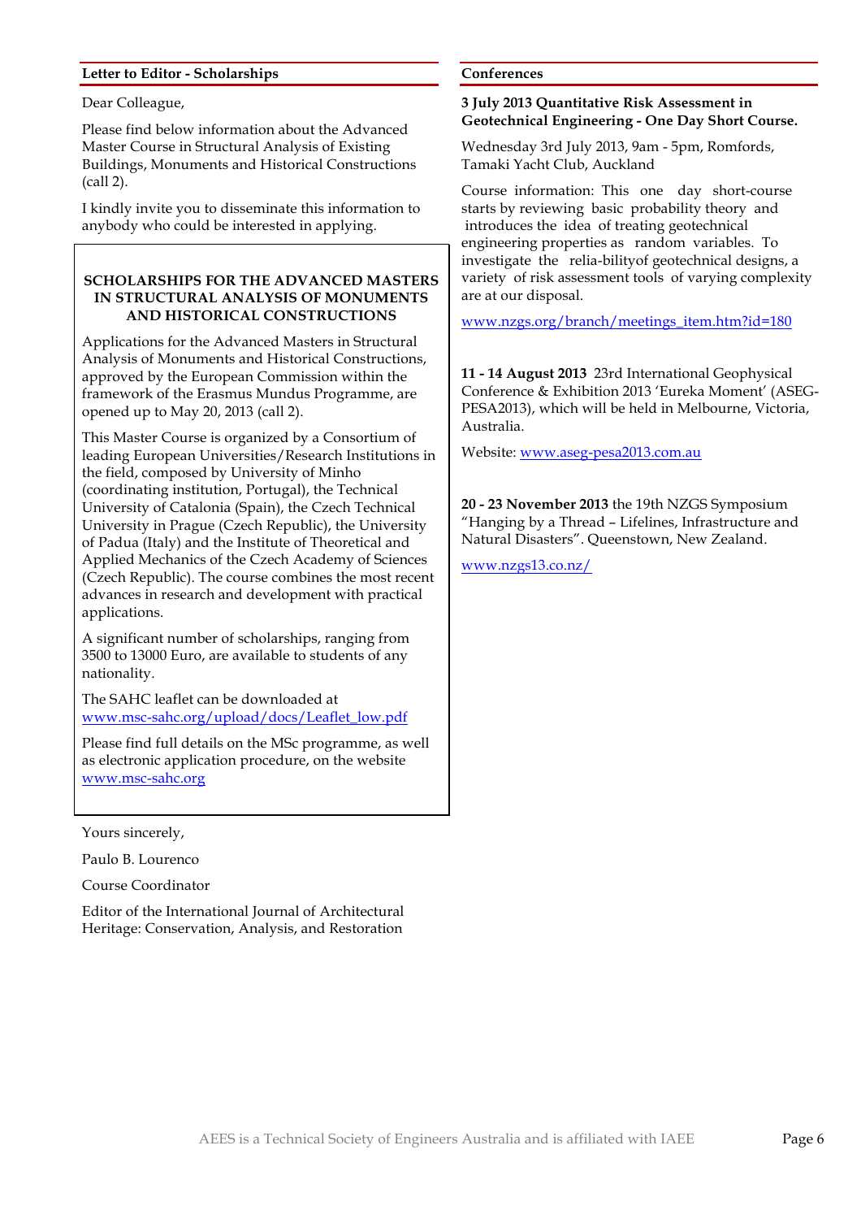## Letter to Editor - Scholarships

Dear Colleague,

Please find below information about the Advanced Master Course in Structural Analysis of Existing Buildings, Monuments and Historical Constructions (call 2).

I kindly invite you to disseminate this information to anybody who could be interested in applying.

### SCHOLARSHIPS FOR THE ADVANCED MASTERS IN STRUCTURAL ANALYSIS OF MONUMENTS AND HISTORICAL CONSTRUCTIONS

Applications for the Advanced Masters in Structural Analysis of Monuments and Historical Constructions, approved by the European Commission within the framework of the Erasmus Mundus Programme, are opened up to May 20, 2013 (call 2).

This Master Course is organized by a Consortium of leading European Universities/Research Institutions in the field, composed by University of Minho (coordinating institution, Portugal), the Technical University of Catalonia (Spain), the Czech Technical University in Prague (Czech Republic), the University of Padua (Italy) and the Institute of Theoretical and Applied Mechanics of the Czech Academy of Sciences (Czech Republic). The course combines the most recent advances in research and development with practical applications.

A significant number of scholarships, ranging from 3500 to 13000 Euro, are available to students of any nationality.

The SAHC leaflet can be downloaded at www.msc-sahc.org/upload/docs/Leaflet_low.pdf

Please find full details on the MSc programme, as well as electronic application procedure, on the website www.msc-sahc.org

Yours sincerely,

Paulo B. Lourenco

Course Coordinator

Editor of the International Journal of Architectural Heritage: Conservation, Analysis, and Restoration

## Conferences

**3 July 2013 Quantitative Risk Assessment in Geotechnical Engineering - One Day Short Course.**

Wednesday 3rd July 2013, 9am - 5pm, Romfords, Tamaki Yacht Club, Auckland

Course information: This one day short-course starts by reviewing basic probability theory and introduces the idea of treating geotechnical engineering properties as random variables. To investigate the relia-bilityof geotechnical designs, a variety of risk assessment tools of varying complexity are at our disposal.

www.nzgs.org/branch/meetings_item.htm?id=180

**11 - 14 August 2013** 23rd International Geophysical Conference & Exhibition 2013 'Eureka Moment' (ASEG-PESA2013), which will be held in Melbourne, Victoria, Australia.

Website: www.aseg-pesa2013.com.au

**20 - 23 November 2013** the 19th NZGS Symposium "Hanging by a Thread – Lifelines, Infrastructure and Natural Disasters". Queenstown, New Zealand.

www.nzgs13.co.nz/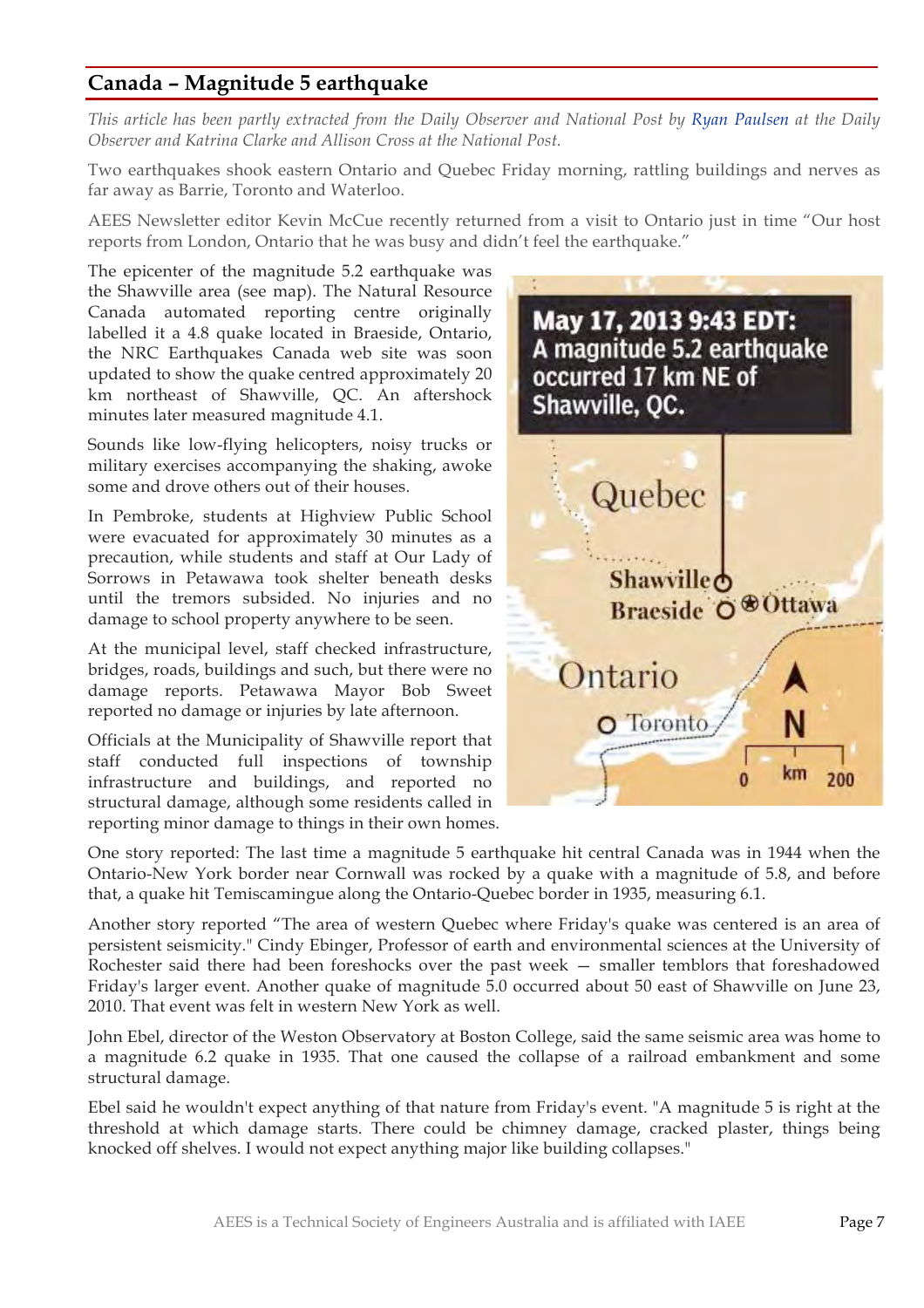## Canada – Magnitude 5 earthquake

*This article has been partly extracted from the Daily Observer and National Post by Ryan Paulsen at the Daily Observer and Katrina Clarke and Allison Cross at the National Post.*

Two earthquakes shook eastern Ontario and Quebec Friday morning, rattling buildings and nerves as far away as Barrie, Toronto and Waterloo.

AEES Newsletter editor Kevin McCue recently returned from a visit to Ontario just in time "Our host reports from London, Ontario that he was busy and didn't feel the earthquake."

The epicenter of the magnitude 5.2 earthquake was the Shawville area (see map). The Natural Resource Canada automated reporting centre originally labelled it a 4.8 quake located in Braeside, Ontario, the NRC Earthquakes Canada web site was soon updated to show the quake centred approximately 20 km northeast of Shawville, QC. An aftershock minutes later measured magnitude 4.1.

May 17, 2013 9:43 EDT: A magnitude 5.2 earthquake occurred 17 km NE of Shawville, QC.

Sounds like low-flying helicopters, noisy trucks or military exercises accompanying the shaking, awoke some and drove others out of their houses.

In Pembroke, students at Highview Public School were evacuated for approximately 30 minutes as a precaution, while students and staff at Our Lady of Sorrows in Petawawa took shelter beneath desks until the tremors subsided. No injuries and no damage to school property anywhere to be seen.

At the municipal level, staff checked infrastructure, bridges, roads, buildings and such, but there were no damage reports. Petawawa Mayor Bob Sweet reported no damage or injuries by late afternoon.

Officials at the Municipality of Shawville report that staff conducted full inspections of township infrastructure and buildings, and reported no structural damage, although some residents called in reporting minor damage to things in their own homes.

One story reported: The last time a magnitude 5 earthquake hit central Canada was in 1944 when the Ontario-New York border near Cornwall was rocked by a quake with a magnitude of 5.8, and before that, a quake hit Temiscamingue along the Ontario-Quebec border in 1935, measuring 6.1.

Another story reported "The area of western Quebec where Friday's quake was centered is an area of persistent seismicity." Cindy Ebinger, Professor of earth and environmental sciences at the University of Rochester said there had been foreshocks over the past week — smaller temblors that foreshadowed Friday's larger event. Another quake of magnitude 5.0 occurred about 50 east of Shawville on June 23, 2010. That event was felt in western New York as well.

John Ebel, director of the Weston Observatory at Boston College, said the same seismic area was home to a magnitude 6.2 quake in 1935. That one caused the collapse of a railroad embankment and some structural damage.

Ebel said he wouldn't expect anything of that nature from Friday's event. "A magnitude 5 is right at the threshold at which damage starts. There could be chimney damage, cracked plaster, things being knocked off shelves. I would not expect anything major like building collapses."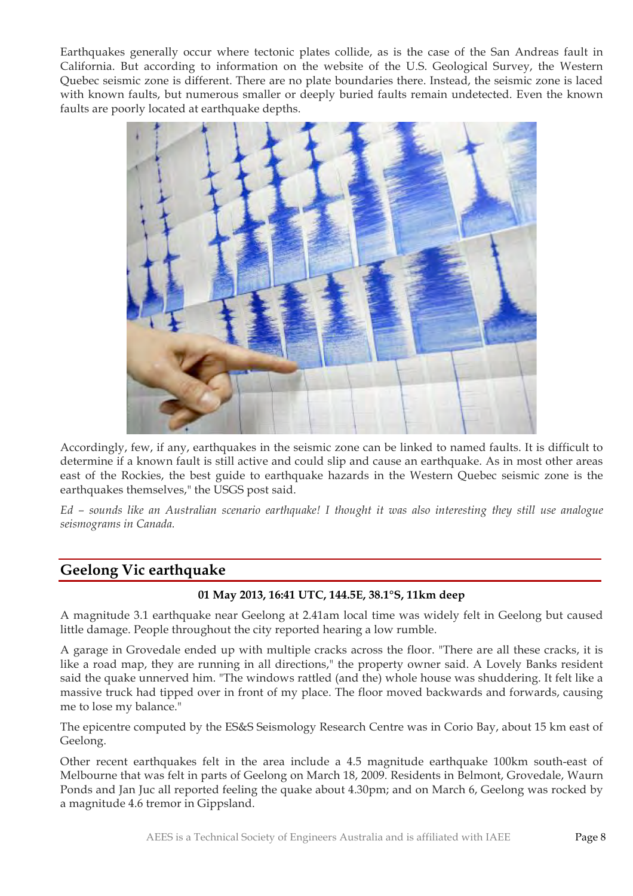Earthquakes generally occur where tectonic plates collide, as is the case of the San Andreas fault in California. But according to information on the website of the U.S. Geological Survey, the Western Quebec seismic zone is different. There are no plate boundaries there. Instead, the seismic zone is laced with known faults, but numerous smaller or deeply buried faults remain undetected. Even the known faults are poorly located at earthquake depths.

Accordingly, few, if any, earthquakes in the seismic zone can be linked to named faults. It is difficult to determine if a known fault is still active and could slip and cause an earthquake. As in most other areas east of the Rockies, the best guide to earthquake hazards in the Western Quebec seismic zone is the earthquakes themselves," the USGS post said.

*Ed – sounds like an Australian scenario earthquake! I thought it was also interesting they still use analogue seismograms in Canada.*

## Geelong Vic earthquake

**01 May 2013, 16:41 UTC, 144.5E, 38.1°S, 11km deep**

A magnitude 3.1 earthquake near Geelong at 2.41am local time was widely felt in Geelong but caused little damage. People throughout the city reported hearing a low rumble.

A garage in Grovedale ended up with multiple cracks across the floor. "There are all these cracks, it is like a road map, they are running in all directions," the property owner said. A Lovely Banks resident said the quake unnerved him. "The windows rattled (and the) whole house was shuddering. It felt like a massive truck had tipped over in front of my place. The floor moved backwards and forwards, causing me to lose my balance."

The epicentre computed by the ES&S Seismology Research Centre was in Corio Bay, about 15 km east of Geelong.

Other recent earthquakes felt in the area include a 4.5 magnitude earthquake 100km south-east of Melbourne that was felt in parts of Geelong on March 18, 2009. Residents in Belmont, Grovedale, Waurn Ponds and Jan Juc all reported feeling the quake about 4.30pm; and on March 6, Geelong was rocked by a magnitude 4.6 tremor in Gippsland.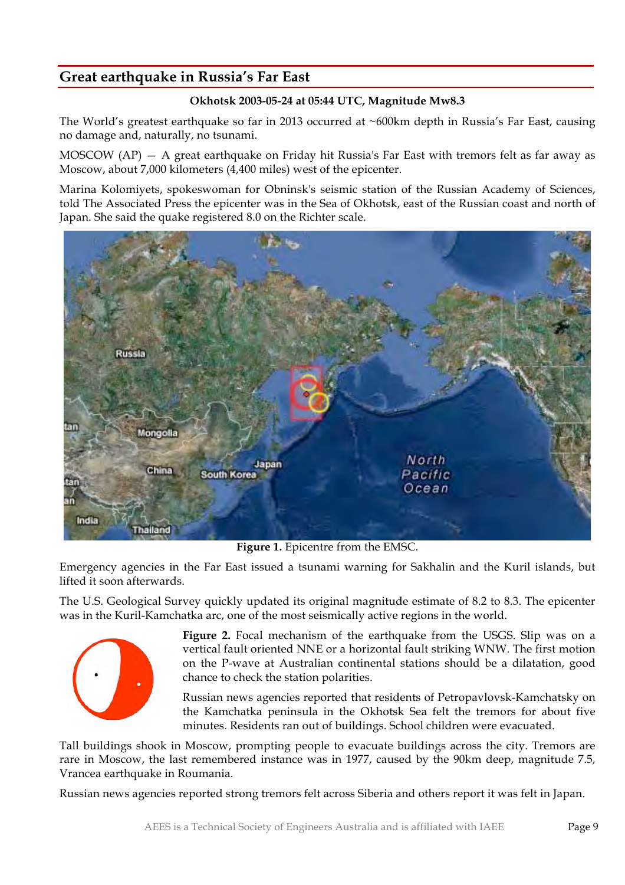## Great earthquake in Russia's Far East

**Okhotsk 2003-05-24 at 05:44 UTC, Magnitude Mw8.3**

The World's greatest earthquake so far in 2013 occurred at ~600km depth in Russia's Far East, causing no damage and, naturally, no tsunami.

MOSCOW (AP) — A great earthquake on Friday hit Russia's Far East with tremors felt as far away as Moscow, about 7,000 kilometers (4,400 miles) west of the epicenter.

Marina Kolomiyets, spokeswoman for Obninsk's seismic station of the Russian Academy of Sciences, told The Associated Press the epicenter was in the Sea of Okhotsk, east of the Russian coast and north of Japan. She said the quake registered 8.0 on the Richter scale.

**Figure 1.** Epicentre from the EMSC.

Emergency agencies in the Far East issued a tsunami warning for Sakhalin and the Kuril islands, but lifted it soon afterwards.

The U.S. Geological Survey quickly updated its original magnitude estimate of 8.2 to 8.3. The epicenter was in the Kuril-Kamchatka arc, one of the most seismically active regions in the world.

**Figure 2.** Focal mechanism of the earthquake from the USGS. Slip was on a vertical fault oriented NNE or a horizontal fault striking WNW. The first motion on the P-wave at Australian continental stations should be a dilatation, good chance to check the station polarities.

Russian news agencies reported that residents of Petropavlovsk-Kamchatsky on the Kamchatka peninsula in the Okhotsk Sea felt the tremors for about five minutes. Residents ran out of buildings. School children were evacuated.

Tall buildings shook in Moscow, prompting people to evacuate buildings across the city. Tremors are rare in Moscow, the last remembered instance was in 1977, caused by the 90km deep, magnitude 7.5, Vrancea earthquake in Roumania.

Russian news agencies reported strong tremors felt across Siberia and others report it was felt in Japan.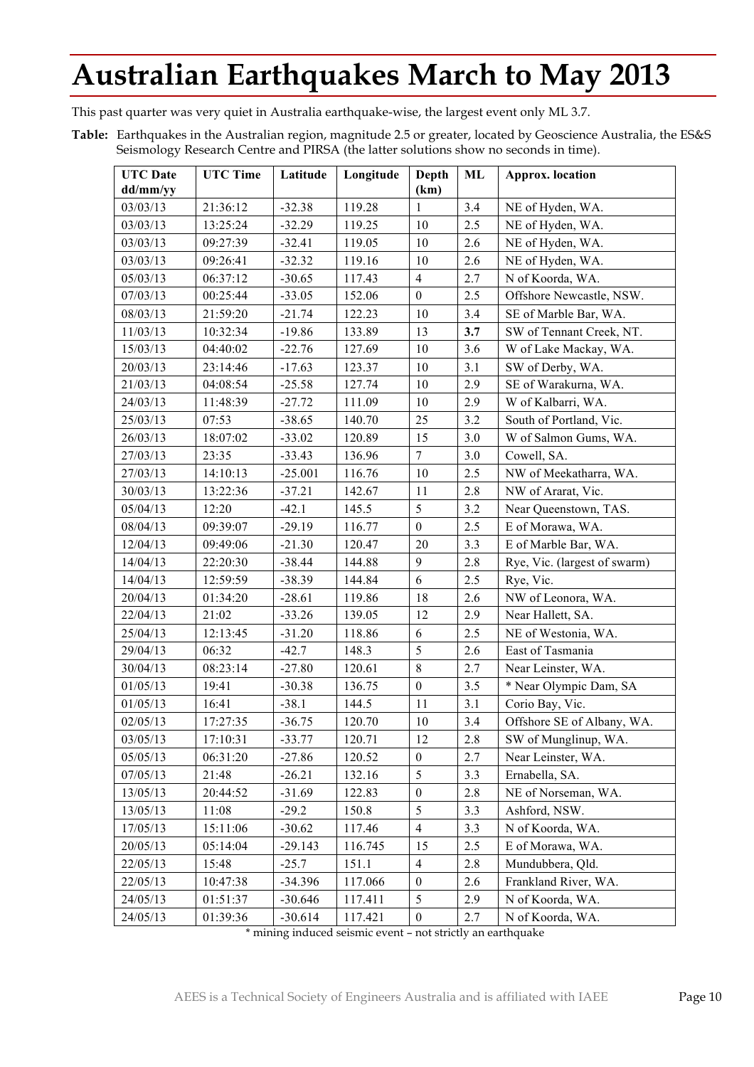# Australian Earthquakes March to May 2013

This past quarter was very quiet in Australia earthquake-wise, the largest event only ML 3.7.

**Table:** Earthquakes in the Australian region, magnitude 2.5 or greater, located by Geoscience Australia, the ES&S Seismology Research Centre and PIRSA (the latter solutions show no seconds in time).

| UTC Date dd/mm/yy | UTC Time | Latitude | Longitude | Depth (km) | ML | Approx. location |
|---|---|---|---|---|---|---|
| 03/03/13 | 21:36:12 | -32.38 | 119.28 | 1 | 3.4 | NE of Hyden, WA. |
| 03/03/13 | 13:25:24 | -32.29 | 119.25 | 10 | 2.5 | NE of Hyden, WA. |
| 03/03/13 | 09:27:39 | -32.41 | 119.05 | 10 | 2.6 | NE of Hyden, WA. |
| 03/03/13 | 09:26:41 | -32.32 | 119.16 | 10 | 2.6 | NE of Hyden, WA. |
| 05/03/13 | 06:37:12 | -30.65 | 117.43 | 4 | 2.7 | N of Koorda, WA. |
| 07/03/13 | 00:25:44 | -33.05 | 152.06 | 0 | 2.5 | Offshore Newcastle, NSW. |
| 08/03/13 | 21:59:20 | -21.74 | 122.23 | 10 | 3.4 | SE of Marble Bar, WA. |
| 11/03/13 | 10:32:34 | -19.86 | 133.89 | 13 | **3.7** | SW of Tennant Creek, NT. |
| 15/03/13 | 04:40:02 | -22.76 | 127.69 | 10 | 3.6 | W of Lake Mackay, WA. |
| 20/03/13 | 23:14:46 | -17.63 | 123.37 | 10 | 3.1 | SW of Derby, WA. |
| 21/03/13 | 04:08:54 | -25.58 | 127.74 | 10 | 2.9 | SE of Warakurna, WA. |
| 24/03/13 | 11:48:39 | -27.72 | 111.09 | 10 | 2.9 | W of Kalbarri, WA. |
| 25/03/13 | 07:53 | -38.65 | 140.70 | 25 | 3.2 | South of Portland, Vic. |
| 26/03/13 | 18:07:02 | -33.02 | 120.89 | 15 | 3.0 | W of Salmon Gums, WA. |
| 27/03/13 | 23:35 | -33.43 | 136.96 | 7 | 3.0 | Cowell, SA. |
| 27/03/13 | 14:10:13 | -25.001 | 116.76 | 10 | 2.5 | NW of Meekatharra, WA. |
| 30/03/13 | 13:22:36 | -37.21 | 142.67 | 11 | 2.8 | NW of Ararat, Vic. |
| 05/04/13 | 12:20 | -42.1 | 145.5 | 5 | 3.2 | Near Queenstown, TAS. |
| 08/04/13 | 09:39:07 | -29.19 | 116.77 | 0 | 2.5 | E of Morawa, WA. |
| 12/04/13 | 09:49:06 | -21.30 | 120.47 | 20 | 3.3 | E of Marble Bar, WA. |
| 14/04/13 | 22:20:30 | -38.44 | 144.88 | 9 | 2.8 | Rye, Vic. (largest of swarm) |
| 14/04/13 | 12:59:59 | -38.39 | 144.84 | 6 | 2.5 | Rye, Vic. |
| 20/04/13 | 01:34:20 | -28.61 | 119.86 | 18 | 2.6 | NW of Leonora, WA. |
| 22/04/13 | 21:02 | -33.26 | 139.05 | 12 | 2.9 | Near Hallett, SA. |
| 25/04/13 | 12:13:45 | -31.20 | 118.86 | 6 | 2.5 | NE of Westonia, WA. |
| 29/04/13 | 06:32 | -42.7 | 148.3 | 5 | 2.6 | East of Tasmania |
| 30/04/13 | 08:23:14 | -27.80 | 120.61 | 8 | 2.7 | Near Leinster, WA. |
| 01/05/13 | 19:41 | -30.38 | 136.75 | 0 | 3.5 | * Near Olympic Dam, SA |
| 01/05/13 | 16:41 | -38.1 | 144.5 | 11 | 3.1 | Corio Bay, Vic. |
| 02/05/13 | 17:27:35 | -36.75 | 120.70 | 10 | 3.4 | Offshore SE of Albany, WA. |
| 03/05/13 | 17:10:31 | -33.77 | 120.71 | 12 | 2.8 | SW of Munglinup, WA. |
| 05/05/13 | 06:31:20 | -27.86 | 120.52 | 0 | 2.7 | Near Leinster, WA. |
| 07/05/13 | 21:48 | -26.21 | 132.16 | 5 | 3.3 | Ernabella, SA. |
| 13/05/13 | 20:44:52 | -31.69 | 122.83 | 0 | 2.8 | NE of Norseman, WA. |
| 13/05/13 | 11:08 | -29.2 | 150.8 | 5 | 3.3 | Ashford, NSW. |
| 17/05/13 | 15:11:06 | -30.62 | 117.46 | 4 | 3.3 | N of Koorda, WA. |
| 20/05/13 | 05:14:04 | -29.143 | 116.745 | 15 | 2.5 | E of Morawa, WA. |
| 22/05/13 | 15:48 | -25.7 | 151.1 | 4 | 2.8 | Mundubbera, Qld. |
| 22/05/13 | 10:47:38 | -34.396 | 117.066 | 0 | 2.6 | Frankland River, WA. |
| 24/05/13 | 01:51:37 | -30.646 | 117.411 | 5 | 2.9 | N of Koorda, WA. |
| 24/05/13 | 01:39:36 | -30.614 | 117.421 | 0 | 2.7 | N of Koorda, WA. |

* mining induced seismic event – not strictly an earthquake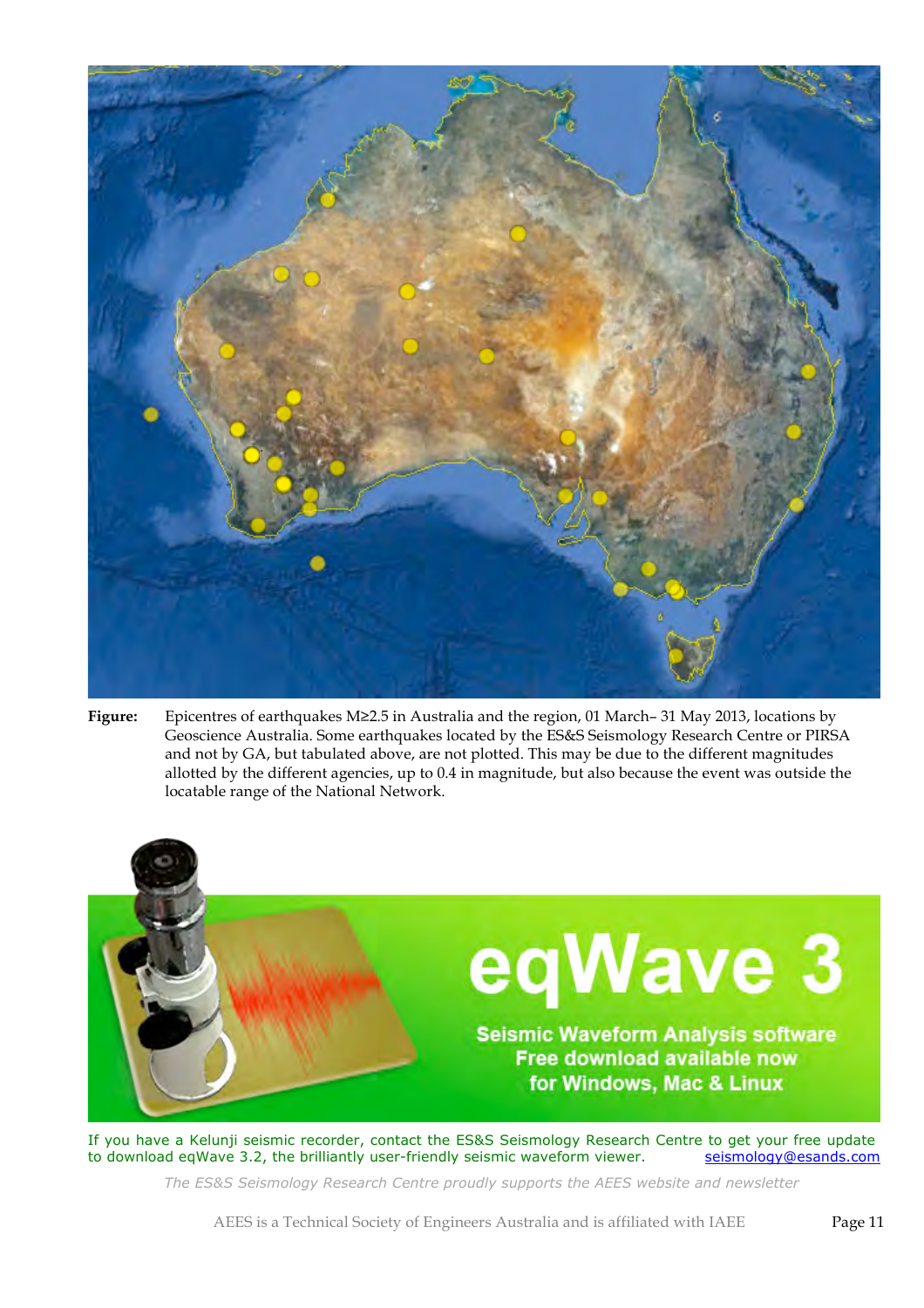**Figure:** Epicentres of earthquakes M≥2.5 in Australia and the region, 01 March– 31 May 2013, locations by Geoscience Australia. Some earthquakes located by the ES&S Seismology Research Centre or PIRSA and not by GA, but tabulated above, are not plotted. This may be due to the different magnitudes allotted by the different agencies, up to 0.4 in magnitude, but also because the event was outside the locatable range of the National Network.

eqWave 3

Seismic Waveform Analysis software
Free download available now
for Windows, Mac & Linux

If you have a Kelunji seismic recorder, contact the ES&S Seismology Research Centre to get your free update to download eqWave 3.2, the brilliantly user-friendly seismic waveform viewer. seismology@esands.com

*The ES&S Seismology Research Centre proudly supports the AEES website and newsletter*